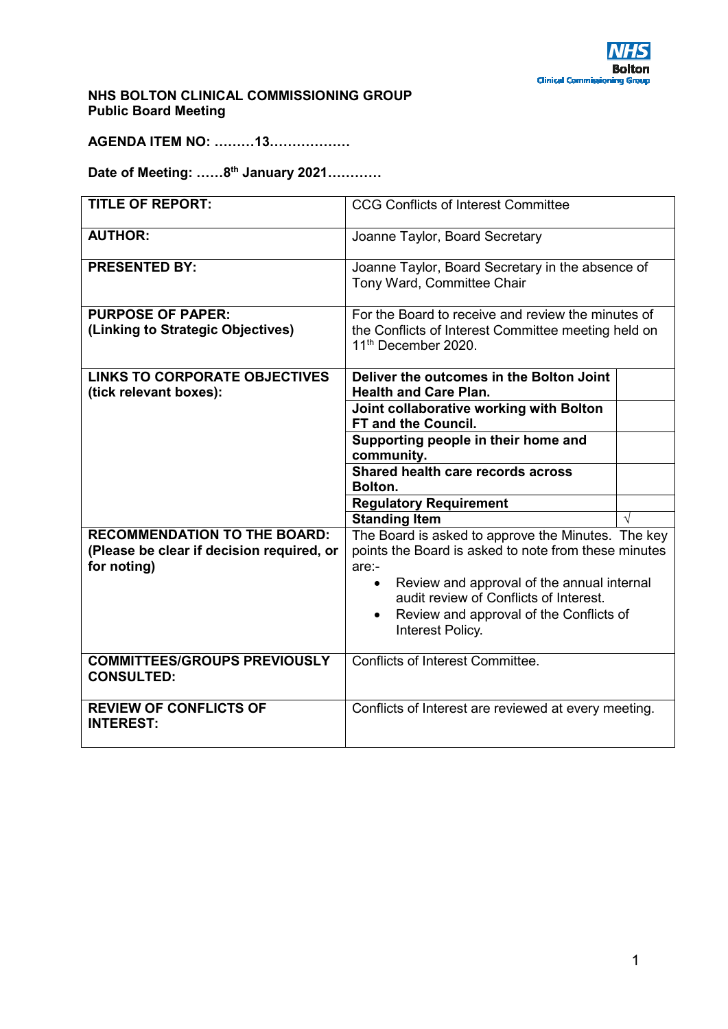**NHS BOLTON CLINICAL COMMISSIONING GROUP**
**Public Board Meeting**

**AGENDA ITEM NO: ………13………………**

**Date of Meeting: ……8th January 2021…………**

| **TITLE OF REPORT:** | CCG Conflicts of Interest Committee | |
|---|---|---|
| **AUTHOR:** | Joanne Taylor, Board Secretary | |
| **PRESENTED BY:** | Joanne Taylor, Board Secretary in the absence of Tony Ward, Committee Chair | |
| **PURPOSE OF PAPER: (Linking to Strategic Objectives)** | For the Board to receive and review the minutes of the Conflicts of Interest Committee meeting held on 11th December 2020. | |
| **LINKS TO CORPORATE OBJECTIVES (tick relevant boxes):** | **Deliver the outcomes in the Bolton Joint Health and Care Plan.** | |
| | **Joint collaborative working with Bolton FT and the Council.** | |
| | **Supporting people in their home and community.** | |
| | **Shared health care records across Bolton.** | |
| | **Regulatory Requirement** | |
| | **Standing Item** | √ |
| **RECOMMENDATION TO THE BOARD: (Please be clear if decision required, or for noting)** | The Board is asked to approve the Minutes. The key points the Board is asked to note from these minutes are:-<br>• Review and approval of the annual internal audit review of Conflicts of Interest.<br>• Review and approval of the Conflicts of Interest Policy. | |
| **COMMITTEES/GROUPS PREVIOUSLY CONSULTED:** | Conflicts of Interest Committee. | |
| **REVIEW OF CONFLICTS OF INTEREST:** | Conflicts of Interest are reviewed at every meeting. | |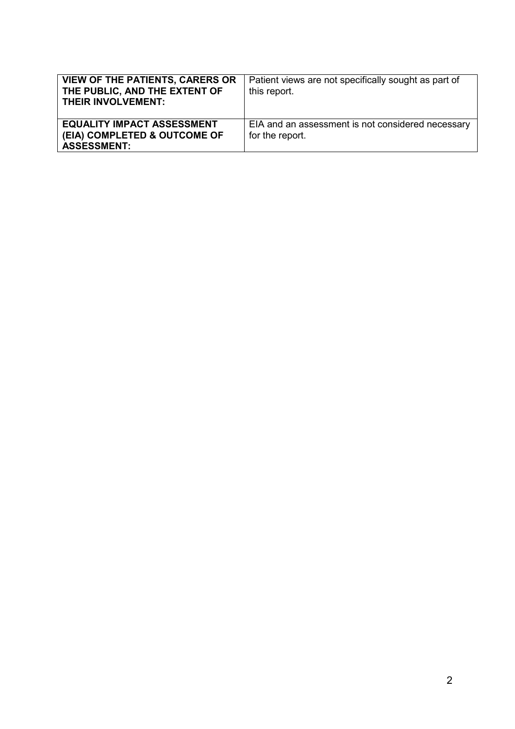| | |
|---|---|
| **VIEW OF THE PATIENTS, CARERS OR THE PUBLIC, AND THE EXTENT OF THEIR INVOLVEMENT:** | Patient views are not specifically sought as part of this report. |
| **EQUALITY IMPACT ASSESSMENT (EIA) COMPLETED & OUTCOME OF ASSESSMENT:** | EIA and an assessment is not considered necessary for the report. |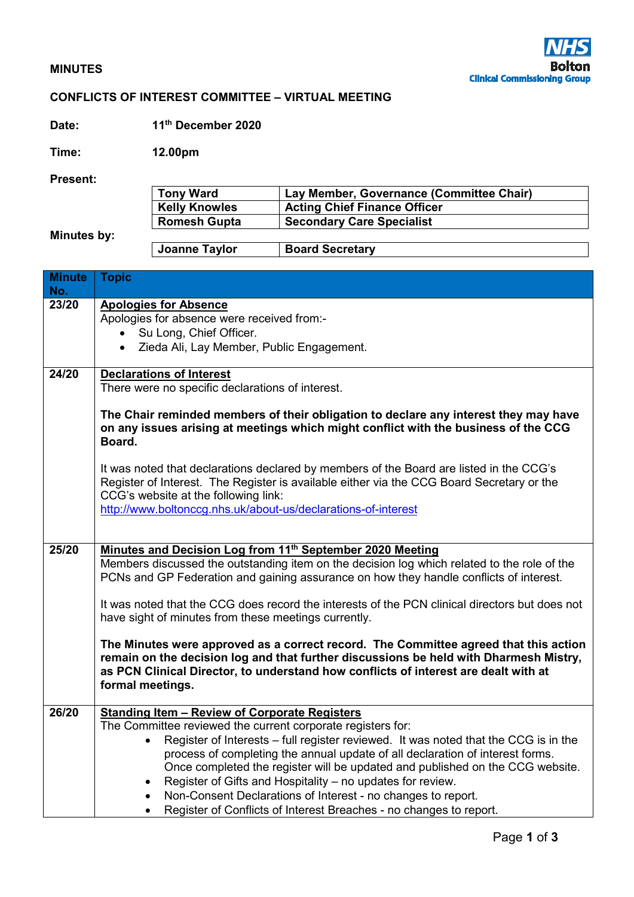**MINUTES**

**CONFLICTS OF INTEREST COMMITTEE – VIRTUAL MEETING**

**Date:** 11th December 2020

**Time:** 12.00pm

**Present:**

| | |
|---|---|
| **Tony Ward** | **Lay Member, Governance (Committee Chair)** |
| **Kelly Knowles** | **Acting Chief Finance Officer** |
| **Romesh Gupta** | **Secondary Care Specialist** |

**Minutes by:**

| | |
|---|---|
| **Joanne Taylor** | **Board Secretary** |

| Minute No. | Topic |
|---|---|
| **23/20** | **Apologies for Absence**<br>Apologies for absence were received from:-<br>• Su Long, Chief Officer.<br>• Zieda Ali, Lay Member, Public Engagement. |
| **24/20** | **Declarations of Interest**<br>There were no specific declarations of interest.<br><br>**The Chair reminded members of their obligation to declare any interest they may have on any issues arising at meetings which might conflict with the business of the CCG Board.**<br><br>It was noted that declarations declared by members of the Board are listed in the CCG's Register of Interest. The Register is available either via the CCG Board Secretary or the CCG's website at the following link:<br>http://www.boltonccg.nhs.uk/about-us/declarations-of-interest |
| **25/20** | **Minutes and Decision Log from 11th September 2020 Meeting**<br>Members discussed the outstanding item on the decision log which related to the role of the PCNs and GP Federation and gaining assurance on how they handle conflicts of interest.<br><br>It was noted that the CCG does record the interests of the PCN clinical directors but does not have sight of minutes from these meetings currently.<br><br>**The Minutes were approved as a correct record. The Committee agreed that this action remain on the decision log and that further discussions be held with Dharmesh Mistry, as PCN Clinical Director, to understand how conflicts of interest are dealt with at formal meetings.** |
| **26/20** | **Standing Item – Review of Corporate Registers**<br>The Committee reviewed the current corporate registers for:<br>• Register of Interests – full register reviewed. It was noted that the CCG is in the process of completing the annual update of all declaration of interest forms. Once completed the register will be updated and published on the CCG website.<br>• Register of Gifts and Hospitality – no updates for review.<br>• Non-Consent Declarations of Interest - no changes to report.<br>• Register of Conflicts of Interest Breaches - no changes to report. |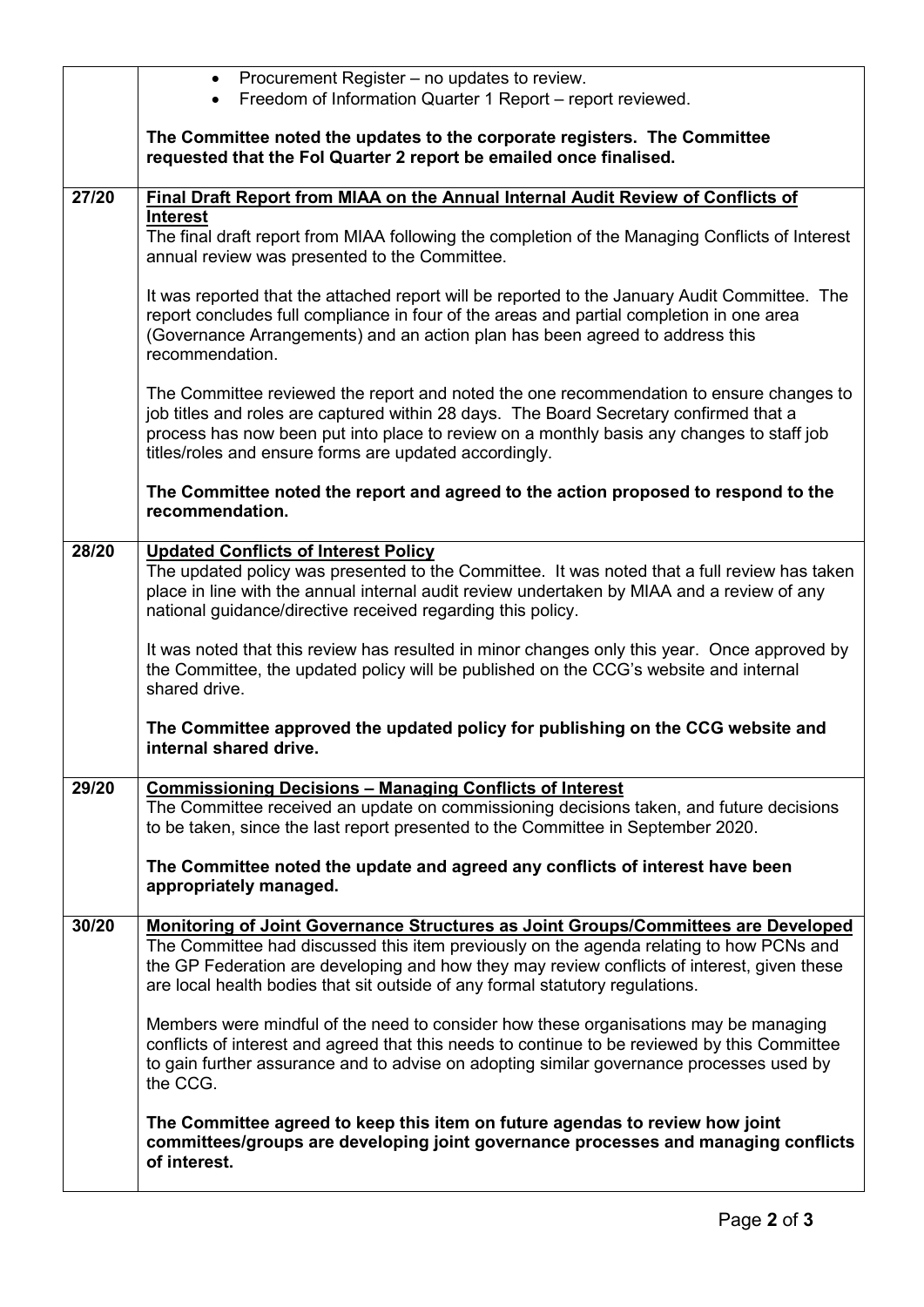| | |
|---|---|
| | • Procurement Register – no updates to review.<br>• Freedom of Information Quarter 1 Report – report reviewed.<br><br>**The Committee noted the updates to the corporate registers. The Committee requested that the FoI Quarter 2 report be emailed once finalised.** |
| 27/20 | <u>**Final Draft Report from MIAA on the Annual Internal Audit Review of Conflicts of Interest**</u><br>The final draft report from MIAA following the completion of the Managing Conflicts of Interest annual review was presented to the Committee.<br><br>It was reported that the attached report will be reported to the January Audit Committee. The report concludes full compliance in four of the areas and partial completion in one area (Governance Arrangements) and an action plan has been agreed to address this recommendation.<br><br>The Committee reviewed the report and noted the one recommendation to ensure changes to job titles and roles are captured within 28 days. The Board Secretary confirmed that a process has now been put into place to review on a monthly basis any changes to staff job titles/roles and ensure forms are updated accordingly.<br><br>**The Committee noted the report and agreed to the action proposed to respond to the recommendation.** |
| 28/20 | <u>**Updated Conflicts of Interest Policy**</u><br>The updated policy was presented to the Committee. It was noted that a full review has taken place in line with the annual internal audit review undertaken by MIAA and a review of any national guidance/directive received regarding this policy.<br><br>It was noted that this review has resulted in minor changes only this year. Once approved by the Committee, the updated policy will be published on the CCG's website and internal shared drive.<br><br>**The Committee approved the updated policy for publishing on the CCG website and internal shared drive.** |
| 29/20 | <u>**Commissioning Decisions – Managing Conflicts of Interest**</u><br>The Committee received an update on commissioning decisions taken, and future decisions to be taken, since the last report presented to the Committee in September 2020.<br><br>**The Committee noted the update and agreed any conflicts of interest have been appropriately managed.** |
| 30/20 | <u>**Monitoring of Joint Governance Structures as Joint Groups/Committees are Developed**</u><br>The Committee had discussed this item previously on the agenda relating to how PCNs and the GP Federation are developing and how they may review conflicts of interest, given these are local health bodies that sit outside of any formal statutory regulations.<br><br>Members were mindful of the need to consider how these organisations may be managing conflicts of interest and agreed that this needs to continue to be reviewed by this Committee to gain further assurance and to advise on adopting similar governance processes used by the CCG.<br><br>**The Committee agreed to keep this item on future agendas to review how joint committees/groups are developing joint governance processes and managing conflicts of interest.** |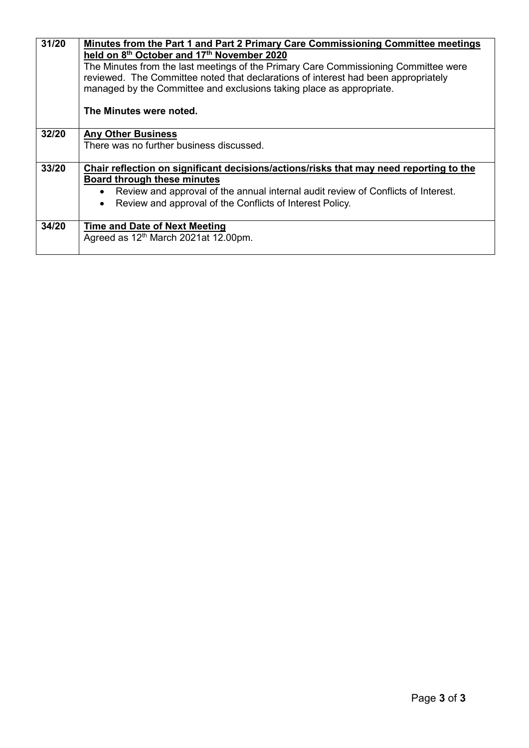| | |
|---|---|
| 31/20 | **Minutes from the Part 1 and Part 2 Primary Care Commissioning Committee meetings held on 8th October and 17th November 2020**<br>The Minutes from the last meetings of the Primary Care Commissioning Committee were reviewed. The Committee noted that declarations of interest had been appropriately managed by the Committee and exclusions taking place as appropriate.<br><br>**The Minutes were noted.** |
| 32/20 | **Any Other Business**<br>There was no further business discussed. |
| 33/20 | **Chair reflection on significant decisions/actions/risks that may need reporting to the Board through these minutes**<br>• Review and approval of the annual internal audit review of Conflicts of Interest.<br>• Review and approval of the Conflicts of Interest Policy. |
| 34/20 | **Time and Date of Next Meeting**<br>Agreed as 12th March 2021at 12.00pm. |